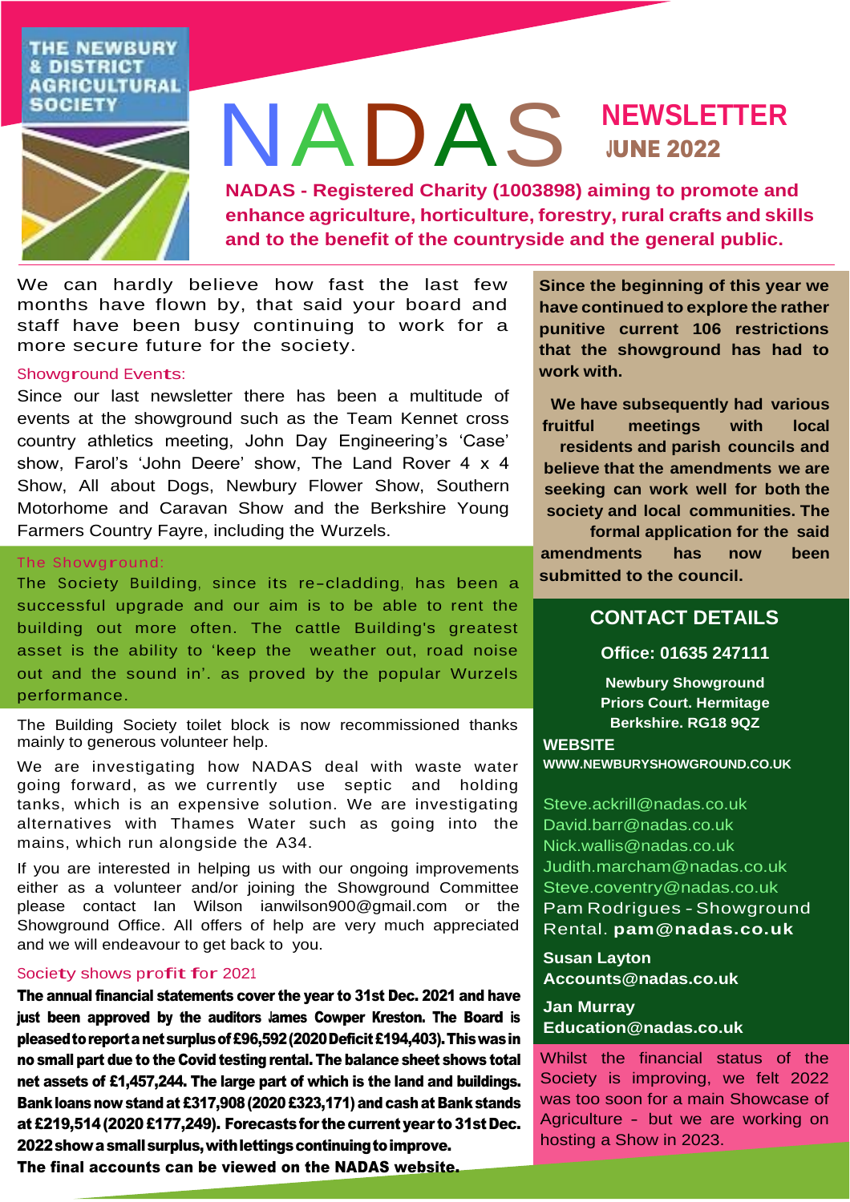THE NEWBURY & DISTRICT AGRICULTURAL SOCIETY

# NADAS NEWSLETTER

**JUNE 2022**

**NADAS - Registered Charity (1003898) aiming to promote and enhance agriculture, horticulture, forestry, rural crafts and skills and to the benefit of the countryside and the general public.**

We can hardly believe how fast the last few months have flown by, that said your board and staff have been busy continuing to work for a more secure future for the society.

## Showground Events:

Since our last newsletter there has been a multitude of events at the showground such as the Team Kennet cross country athletics meeting, John Day Engineering's 'Case' show, Farol's 'John Deere' show, The Land Rover 4 x 4 Show, All about Dogs, Newbury Flower Show, Southern Motorhome and Caravan Show and the Berkshire Young Farmers Country Fayre, including the Wurzels.

## The Showground:

The Society Building, since its re-cladding, has been a successful upgrade and our aim is to be able to rent the building out more often. The cattle Building's greatest asset is the ability to 'keep the weather out, road noise out and the sound in'. as proved by the popular Wurzels performance.

The Building Society toilet block is now recommissioned thanks mainly to generous volunteer help.

We are investigating how NADAS deal with waste water going forward, as we currently use septic and holding tanks, which is an expensive solution. We are investigating alternatives with Thames Water such as going into the mains, which run alongside the A34.

If you are interested in helping us with our ongoing improvements either as a volunteer and/or joining the Showground Committee please contact Ian Wilson ianwilson900@gmail.com or the Showground Office. All offers of help are very much appreciated and we will endeavour to get back to you.

## Society shows profit for 2021

**The annual financial statements cover the year to 31st Dec. 2021 and have just been approved by the auditors James Cowper Kreston. The Board is pleased to report a net surplus of £96,592 (2020 Deficit £194,403). This was in no small part due to the Covid testing rental. The balance sheet shows total net assets of £1,457,244. The large part of which is the land and buildings. Bank loans now stand at £317,908 (2020 £323,171) and cash at Bank stands at £219,514 (2020 £177,249). Forecasts for the current year to 31st Dec. 2022 show a small surplus, with lettings continuing to improve.**

**The final accounts can be viewed on the NADAS website.**

**Since the beginning of this year we have continued to explore the rather punitive current 106 restrictions that the showground has had to work with.**

**We have subsequently had various fruitful meetings with local residents and parish councils and believe that the amendments we are seeking can work well for both the society and local communities. The formal application for the said amendments has now been submitted to the council.**

## CONTACT DETAILS

**Office: 01635 247111**

**Newbury Showground**
**Priors Court. Hermitage**
**Berkshire. RG18 9QZ**

**WEBSITE**
**WWW.NEWBURYSHOWGROUND.CO.UK**

Steve.ackrill@nadas.co.uk
David.barr@nadas.co.uk
Nick.wallis@nadas.co.uk
Judith.marcham@nadas.co.uk
Steve.coventry@nadas.co.uk
Pam Rodrigues - Showground Rental. **pam@nadas.co.uk**

**Susan Layton**
**Accounts@nadas.co.uk**

**Jan Murray**
**Education@nadas.co.uk**

Whilst the financial status of the Society is improving, we felt 2022 was too soon for a main Showcase of Agriculture - but we are working on hosting a Show in 2023.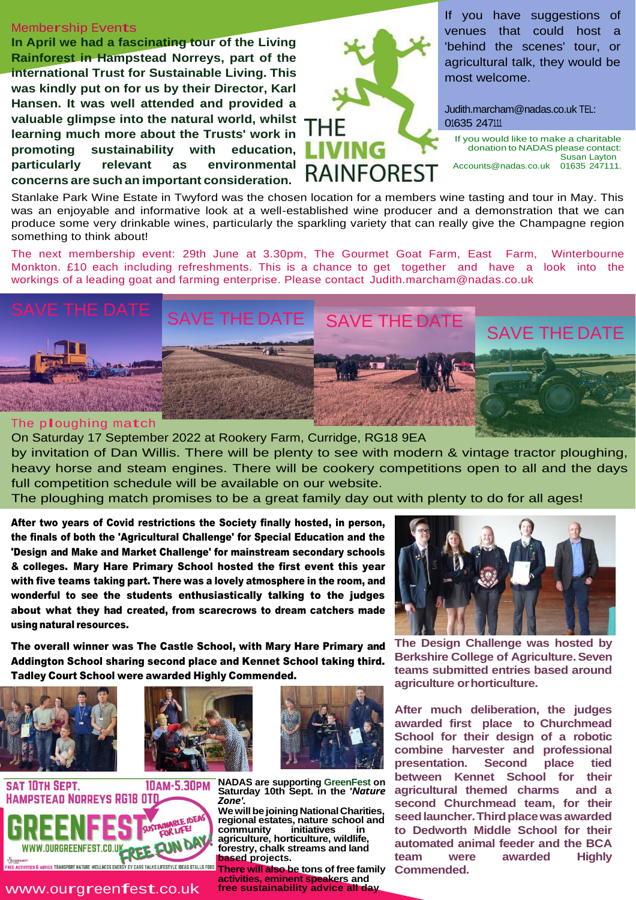## Membership Events

**In April we had a fascinating tour of the Living Rainforest in Hampstead Norreys, part of the international Trust for Sustainable Living. This was kindly put on for us by their Director, Karl Hansen. It was well attended and provided a valuable glimpse into the natural world, whilst learning much more about the Trusts' work in promoting sustainability with education, particularly relevant as environmental concerns are such an important consideration.**

THE LIVING RAINFOREST

If you have suggestions of venues that could host a 'behind the scenes' tour, or agricultural talk, they would be most welcome.

Judith.marcham@nadas.co.uk TEL: 01635 247111

If you would like to make a charitable donation to NADAS please contact: Susan Layton Accounts@nadas.co.uk 01635 247111.

Stanlake Park Wine Estate in Twyford was the chosen location for a members wine tasting and tour in May. This was an enjoyable and informative look at a well-established wine producer and a demonstration that we can produce some very drinkable wines, particularly the sparkling variety that can really give the Champagne region something to think about!

The next membership event: 29th June at 3.30pm, The Gourmet Goat Farm, East Farm, Winterbourne Monkton. £10 each including refreshments. This is a chance to get together and have a look into the workings of a leading goat and farming enterprise. Please contact Judith.marcham@nadas.co.uk

SAVE THE DATE SAVE THE DATE SAVE THE DATE SAVE THE DATE

## The ploughing match

On Saturday 17 September 2022 at Rookery Farm, Curridge, RG18 9EA by invitation of Dan Willis. There will be plenty to see with modern & vintage tractor ploughing, heavy horse and steam engines. There will be cookery competitions open to all and the days full competition schedule will be available on our website.

The ploughing match promises to be a great family day out with plenty to do for all ages!

**After two years of Covid restrictions the Society finally hosted, in person, the finals of both the 'Agricultural Challenge' for Special Education and the 'Design and Make and Market Challenge' for mainstream secondary schools & colleges. Mary Hare Primary School hosted the first event this year with five teams taking part. There was a lovely atmosphere in the room, and wonderful to see the students enthusiastically talking to the judges about what they had created, from scarecrows to dream catchers made using natural resources.**

**The overall winner was The Castle School, with Mary Hare Primary and Addington School sharing second place and Kennet School taking third. Tadley Court School were awarded Highly Commended.**

**The Design Challenge was hosted by Berkshire College of Agriculture. Seven teams submitted entries based around agriculture or horticulture.**

**After much deliberation, the judges awarded first place to Churchmead School for their design of a robotic combine harvester and professional presentation. Second place tied between Kennet School for their agricultural themed charms and a second Churchmead team, for their seed launcher. Third place was awarded to Dedworth Middle School for their automated animal feeder and the BCA team were awarded Highly Commended.**

SAT 10TH SEPT. 10AM-5.30PM
HAMPSTEAD NORREYS RG18 0TD
GREENFEST SUSTAINABLE IDEAS FOR LIFE! FREE FUN DAY!
WWW.OURGREENFEST.CO.UK
FREE ACTIVITIES & ADVICE TRANSPORT NATURE WELLNESS ENERGY EV CARS TALKS LIFESTYLE IDEAS STALLS FOOD

**NADAS are supporting GreenFest on Saturday 10th Sept. in the '*Nature Zone*'.**

**We will be joining National Charities, regional estates, nature school and community initiatives in agriculture, horticulture, wildlife, forestry, chalk streams and land based projects.**

**There will also be tons of free family activities, eminent speakers and free sustainability advice all day**

www.ourgreenfest.co.uk